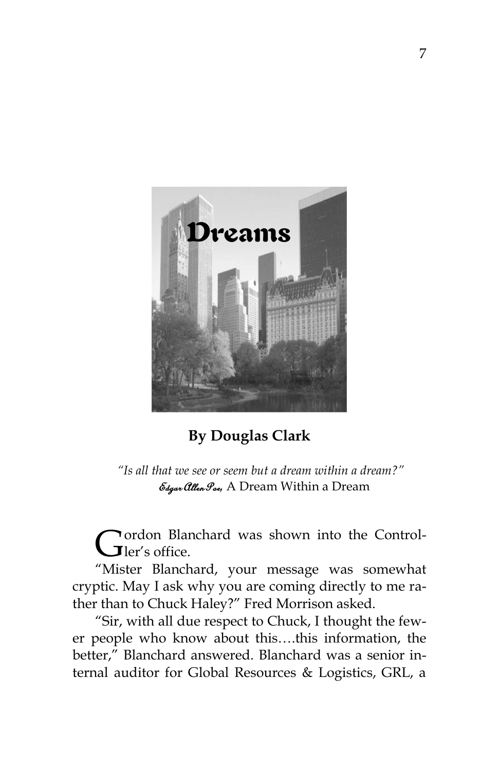# Dreams

**By Douglas Clark**

*"Is all that we see or seem but a dream within a dream?"*
Edgar Allen Poe, A Dream Within a Dream

Gordon Blanchard was shown into the Controller's office.

"Mister Blanchard, your message was somewhat cryptic. May I ask why you are coming directly to me rather than to Chuck Haley?" Fred Morrison asked.

"Sir, with all due respect to Chuck, I thought the fewer people who know about this….this information, the better," Blanchard answered. Blanchard was a senior internal auditor for Global Resources & Logistics, GRL, a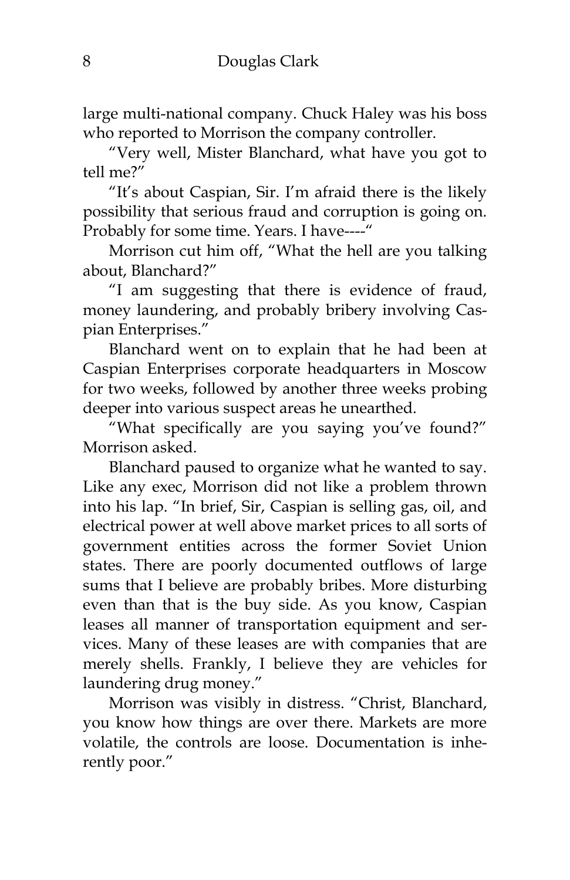large multi-national company. Chuck Haley was his boss who reported to Morrison the company controller.

"Very well, Mister Blanchard, what have you got to tell me?"

"It's about Caspian, Sir. I'm afraid there is the likely possibility that serious fraud and corruption is going on. Probably for some time. Years. I have----"

Morrison cut him off, "What the hell are you talking about, Blanchard?"

"I am suggesting that there is evidence of fraud, money laundering, and probably bribery involving Caspian Enterprises."

Blanchard went on to explain that he had been at Caspian Enterprises corporate headquarters in Moscow for two weeks, followed by another three weeks probing deeper into various suspect areas he unearthed.

"What specifically are you saying you've found?" Morrison asked.

Blanchard paused to organize what he wanted to say. Like any exec, Morrison did not like a problem thrown into his lap. "In brief, Sir, Caspian is selling gas, oil, and electrical power at well above market prices to all sorts of government entities across the former Soviet Union states. There are poorly documented outflows of large sums that I believe are probably bribes. More disturbing even than that is the buy side. As you know, Caspian leases all manner of transportation equipment and services. Many of these leases are with companies that are merely shells. Frankly, I believe they are vehicles for laundering drug money."

Morrison was visibly in distress. "Christ, Blanchard, you know how things are over there. Markets are more volatile, the controls are loose. Documentation is inherently poor."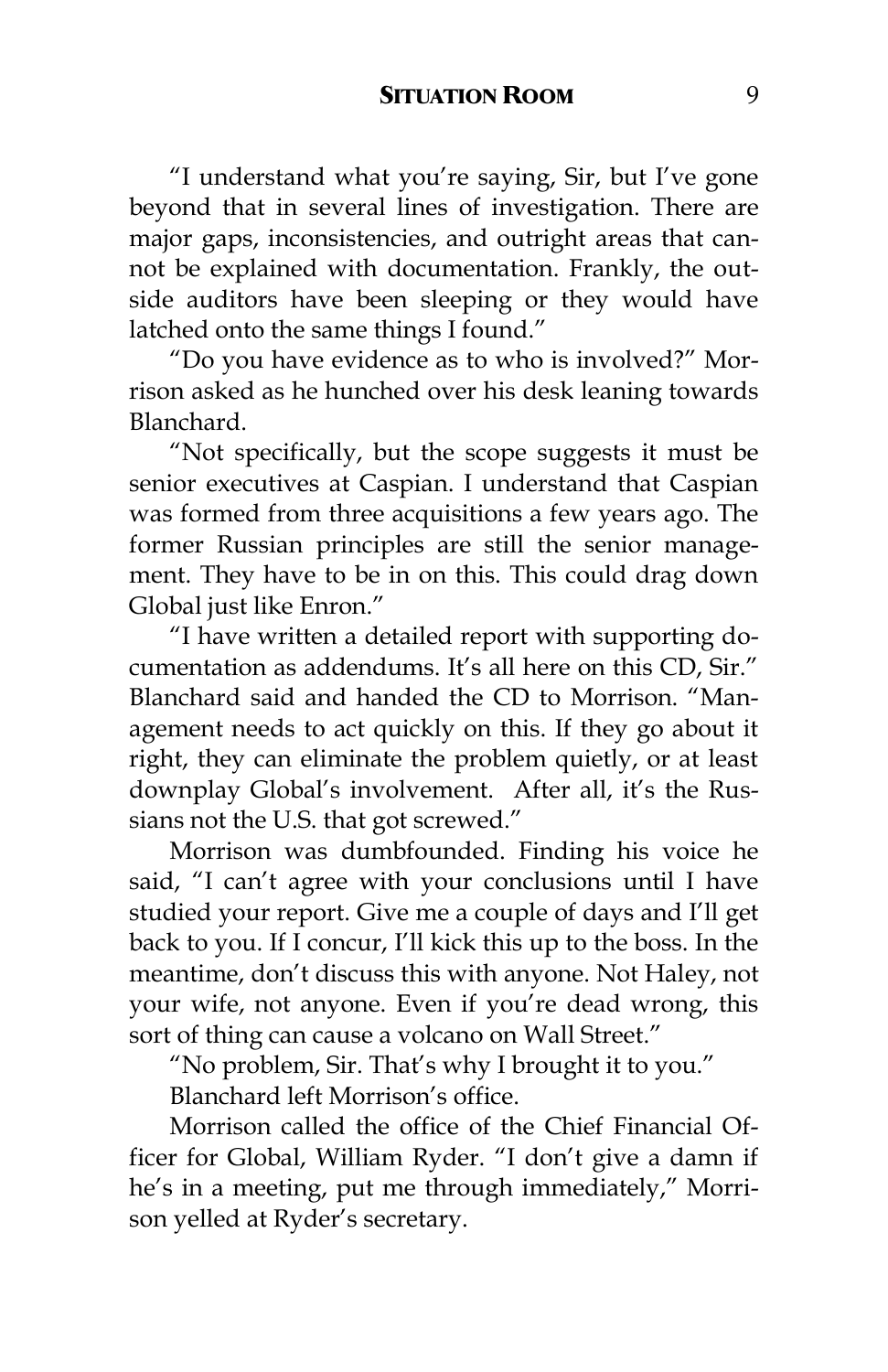"I understand what you're saying, Sir, but I've gone beyond that in several lines of investigation. There are major gaps, inconsistencies, and outright areas that cannot be explained with documentation. Frankly, the outside auditors have been sleeping or they would have latched onto the same things I found."

"Do you have evidence as to who is involved?" Morrison asked as he hunched over his desk leaning towards Blanchard.

"Not specifically, but the scope suggests it must be senior executives at Caspian. I understand that Caspian was formed from three acquisitions a few years ago. The former Russian principles are still the senior management. They have to be in on this. This could drag down Global just like Enron."

"I have written a detailed report with supporting documentation as addendums. It's all here on this CD, Sir." Blanchard said and handed the CD to Morrison. "Management needs to act quickly on this. If they go about it right, they can eliminate the problem quietly, or at least downplay Global's involvement. After all, it's the Russians not the U.S. that got screwed."

Morrison was dumbfounded. Finding his voice he said, "I can't agree with your conclusions until I have studied your report. Give me a couple of days and I'll get back to you. If I concur, I'll kick this up to the boss. In the meantime, don't discuss this with anyone. Not Haley, not your wife, not anyone. Even if you're dead wrong, this sort of thing can cause a volcano on Wall Street."

"No problem, Sir. That's why I brought it to you."

Blanchard left Morrison's office.

Morrison called the office of the Chief Financial Officer for Global, William Ryder. "I don't give a damn if he's in a meeting, put me through immediately," Morrison yelled at Ryder's secretary.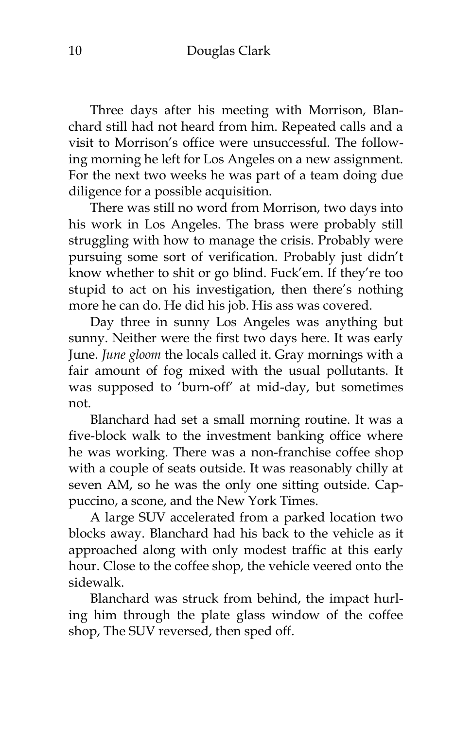Three days after his meeting with Morrison, Blanchard still had not heard from him. Repeated calls and a visit to Morrison's office were unsuccessful. The following morning he left for Los Angeles on a new assignment. For the next two weeks he was part of a team doing due diligence for a possible acquisition.

There was still no word from Morrison, two days into his work in Los Angeles. The brass were probably still struggling with how to manage the crisis. Probably were pursuing some sort of verification. Probably just didn't know whether to shit or go blind. Fuck'em. If they're too stupid to act on his investigation, then there's nothing more he can do. He did his job. His ass was covered.

Day three in sunny Los Angeles was anything but sunny. Neither were the first two days here. It was early June. *June gloom* the locals called it. Gray mornings with a fair amount of fog mixed with the usual pollutants. It was supposed to 'burn-off' at mid-day, but sometimes not.

Blanchard had set a small morning routine. It was a five-block walk to the investment banking office where he was working. There was a non-franchise coffee shop with a couple of seats outside. It was reasonably chilly at seven AM, so he was the only one sitting outside. Cappuccino, a scone, and the New York Times.

A large SUV accelerated from a parked location two blocks away. Blanchard had his back to the vehicle as it approached along with only modest traffic at this early hour. Close to the coffee shop, the vehicle veered onto the sidewalk.

Blanchard was struck from behind, the impact hurling him through the plate glass window of the coffee shop, The SUV reversed, then sped off.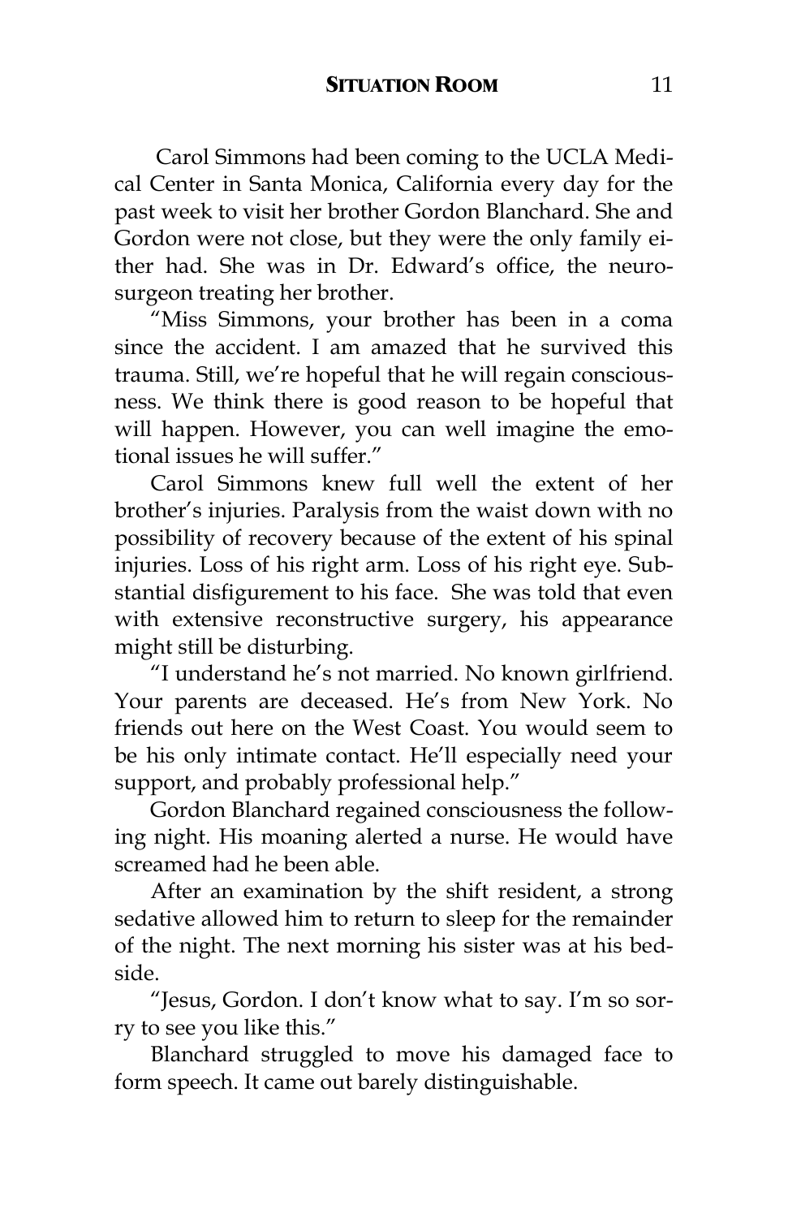Carol Simmons had been coming to the UCLA Medical Center in Santa Monica, California every day for the past week to visit her brother Gordon Blanchard. She and Gordon were not close, but they were the only family either had. She was in Dr. Edward's office, the neurosurgeon treating her brother.

"Miss Simmons, your brother has been in a coma since the accident. I am amazed that he survived this trauma. Still, we're hopeful that he will regain consciousness. We think there is good reason to be hopeful that will happen. However, you can well imagine the emotional issues he will suffer."

Carol Simmons knew full well the extent of her brother's injuries. Paralysis from the waist down with no possibility of recovery because of the extent of his spinal injuries. Loss of his right arm. Loss of his right eye. Substantial disfigurement to his face. She was told that even with extensive reconstructive surgery, his appearance might still be disturbing.

"I understand he's not married. No known girlfriend. Your parents are deceased. He's from New York. No friends out here on the West Coast. You would seem to be his only intimate contact. He'll especially need your support, and probably professional help."

Gordon Blanchard regained consciousness the following night. His moaning alerted a nurse. He would have screamed had he been able.

After an examination by the shift resident, a strong sedative allowed him to return to sleep for the remainder of the night. The next morning his sister was at his bedside.

"Jesus, Gordon. I don't know what to say. I'm so sorry to see you like this."

Blanchard struggled to move his damaged face to form speech. It came out barely distinguishable.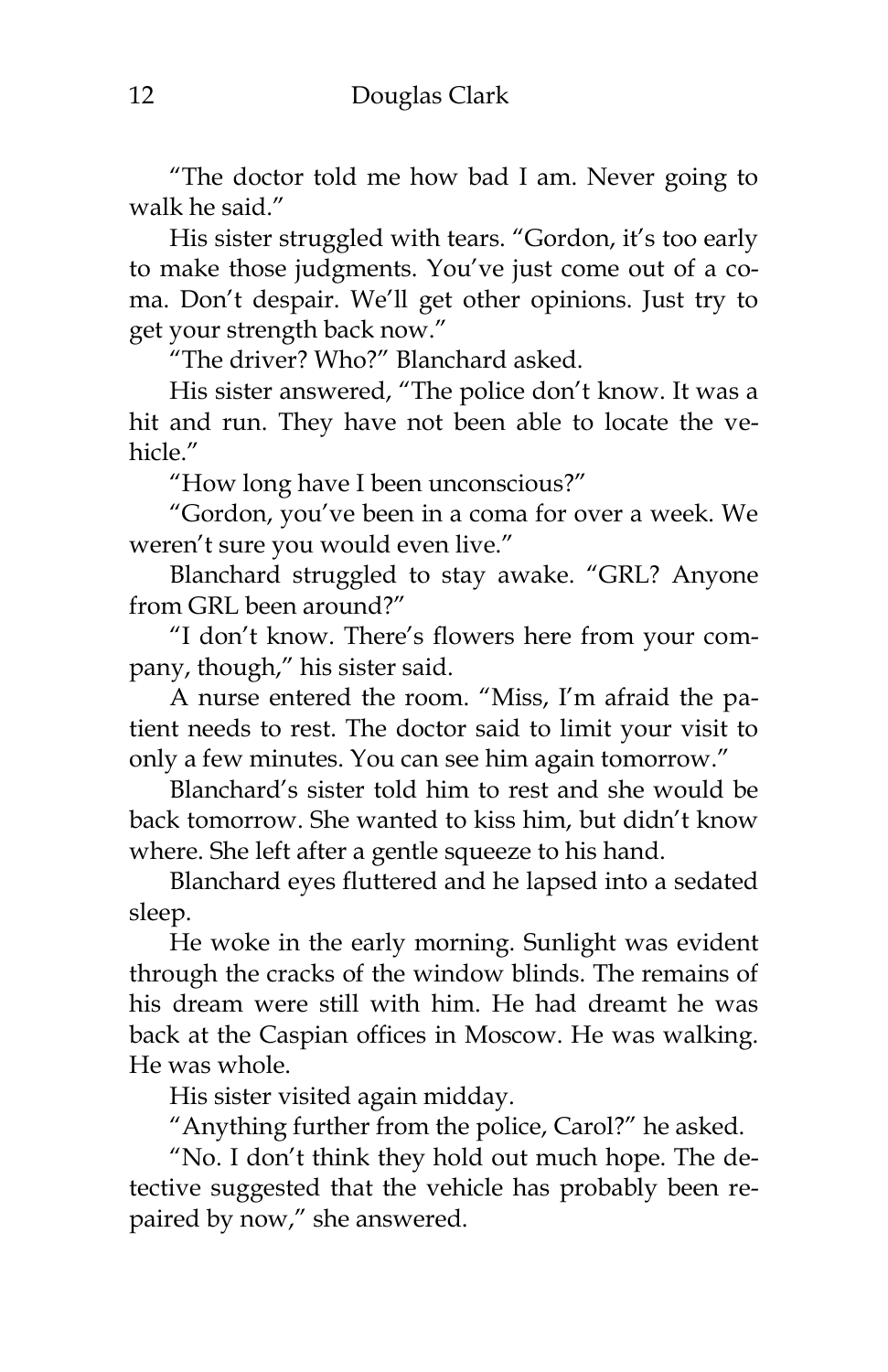"The doctor told me how bad I am. Never going to walk he said."

His sister struggled with tears. "Gordon, it's too early to make those judgments. You've just come out of a coma. Don't despair. We'll get other opinions. Just try to get your strength back now."

"The driver? Who?" Blanchard asked.

His sister answered, "The police don't know. It was a hit and run. They have not been able to locate the vehicle."

"How long have I been unconscious?"

"Gordon, you've been in a coma for over a week. We weren't sure you would even live."

Blanchard struggled to stay awake. "GRL? Anyone from GRL been around?"

"I don't know. There's flowers here from your company, though," his sister said.

A nurse entered the room. "Miss, I'm afraid the patient needs to rest. The doctor said to limit your visit to only a few minutes. You can see him again tomorrow."

Blanchard's sister told him to rest and she would be back tomorrow. She wanted to kiss him, but didn't know where. She left after a gentle squeeze to his hand.

Blanchard eyes fluttered and he lapsed into a sedated sleep.

He woke in the early morning. Sunlight was evident through the cracks of the window blinds. The remains of his dream were still with him. He had dreamt he was back at the Caspian offices in Moscow. He was walking. He was whole.

His sister visited again midday.

"Anything further from the police, Carol?" he asked.

"No. I don't think they hold out much hope. The detective suggested that the vehicle has probably been repaired by now," she answered.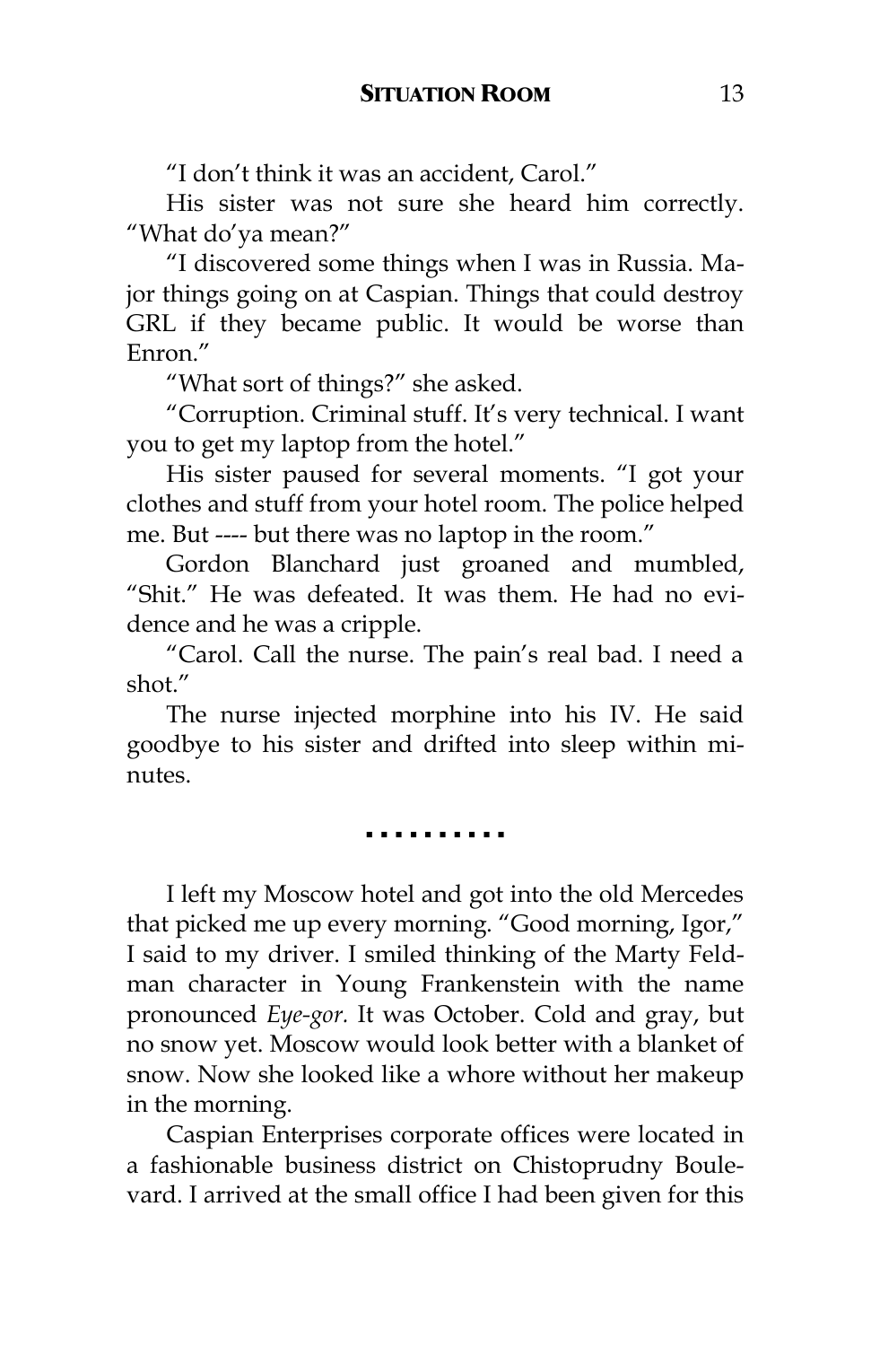"I don't think it was an accident, Carol."

His sister was not sure she heard him correctly. "What do'ya mean?"

"I discovered some things when I was in Russia. Major things going on at Caspian. Things that could destroy GRL if they became public. It would be worse than Enron."

"What sort of things?" she asked.

"Corruption. Criminal stuff. It's very technical. I want you to get my laptop from the hotel."

His sister paused for several moments. "I got your clothes and stuff from your hotel room. The police helped me. But ---- but there was no laptop in the room."

Gordon Blanchard just groaned and mumbled, "Shit." He was defeated. It was them. He had no evidence and he was a cripple.

"Carol. Call the nurse. The pain's real bad. I need a shot."

The nurse injected morphine into his IV. He said goodbye to his sister and drifted into sleep within minutes.

..........

I left my Moscow hotel and got into the old Mercedes that picked me up every morning. "Good morning, Igor," I said to my driver. I smiled thinking of the Marty Feldman character in Young Frankenstein with the name pronounced *Eye-gor.* It was October. Cold and gray, but no snow yet. Moscow would look better with a blanket of snow. Now she looked like a whore without her makeup in the morning.

Caspian Enterprises corporate offices were located in a fashionable business district on Chistoprudny Boulevard. I arrived at the small office I had been given for this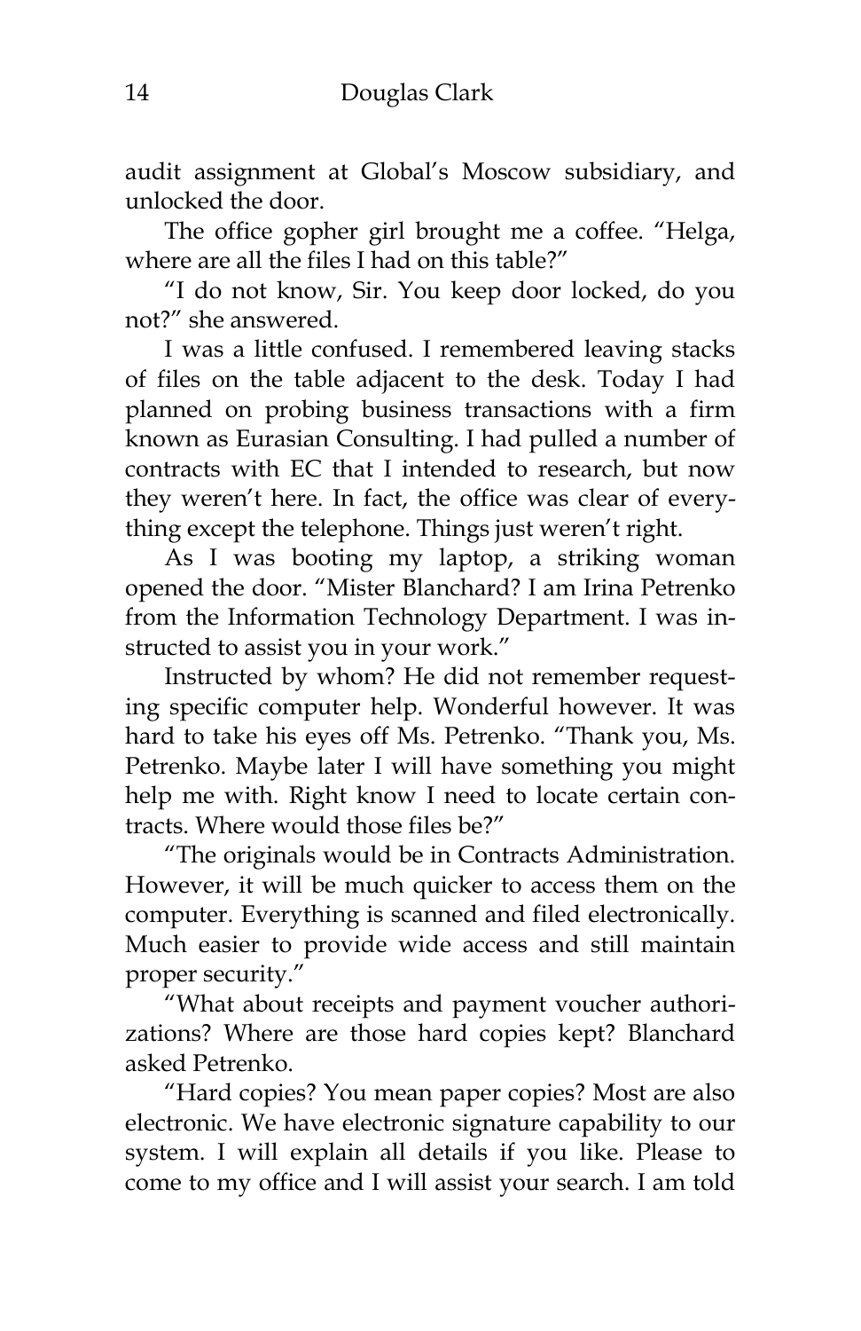audit assignment at Global's Moscow subsidiary, and unlocked the door.

The office gopher girl brought me a coffee. "Helga, where are all the files I had on this table?"

"I do not know, Sir. You keep door locked, do you not?" she answered.

I was a little confused. I remembered leaving stacks of files on the table adjacent to the desk. Today I had planned on probing business transactions with a firm known as Eurasian Consulting. I had pulled a number of contracts with EC that I intended to research, but now they weren't here. In fact, the office was clear of everything except the telephone. Things just weren't right.

As I was booting my laptop, a striking woman opened the door. "Mister Blanchard? I am Irina Petrenko from the Information Technology Department. I was instructed to assist you in your work."

Instructed by whom? He did not remember requesting specific computer help. Wonderful however. It was hard to take his eyes off Ms. Petrenko. "Thank you, Ms. Petrenko. Maybe later I will have something you might help me with. Right know I need to locate certain contracts. Where would those files be?"

"The originals would be in Contracts Administration. However, it will be much quicker to access them on the computer. Everything is scanned and filed electronically. Much easier to provide wide access and still maintain proper security."

"What about receipts and payment voucher authorizations? Where are those hard copies kept? Blanchard asked Petrenko.

"Hard copies? You mean paper copies? Most are also electronic. We have electronic signature capability to our system. I will explain all details if you like. Please to come to my office and I will assist your search. I am told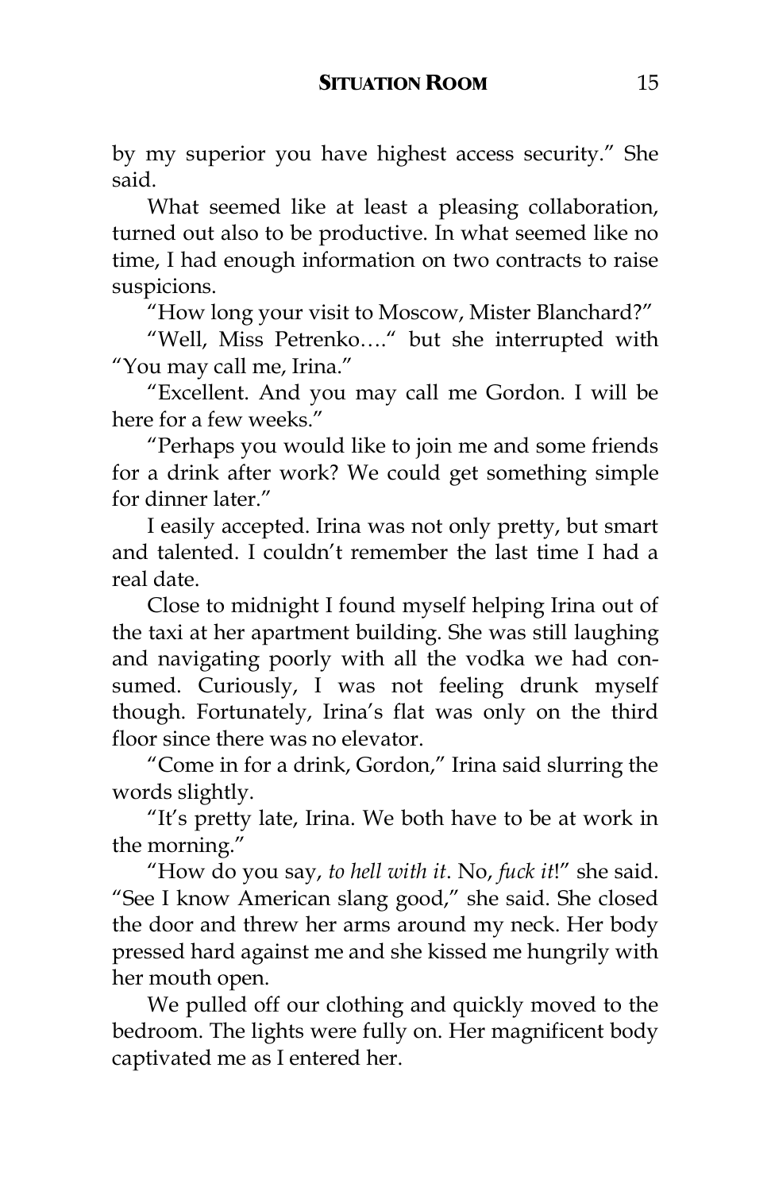by my superior you have highest access security." She said.

What seemed like at least a pleasing collaboration, turned out also to be productive. In what seemed like no time, I had enough information on two contracts to raise suspicions.

"How long your visit to Moscow, Mister Blanchard?"

"Well, Miss Petrenko…." but she interrupted with "You may call me, Irina."

"Excellent. And you may call me Gordon. I will be here for a few weeks."

"Perhaps you would like to join me and some friends for a drink after work? We could get something simple for dinner later."

I easily accepted. Irina was not only pretty, but smart and talented. I couldn't remember the last time I had a real date.

Close to midnight I found myself helping Irina out of the taxi at her apartment building. She was still laughing and navigating poorly with all the vodka we had consumed. Curiously, I was not feeling drunk myself though. Fortunately, Irina's flat was only on the third floor since there was no elevator.

"Come in for a drink, Gordon," Irina said slurring the words slightly.

"It's pretty late, Irina. We both have to be at work in the morning."

"How do you say, *to hell with it*. No, *fuck it*!" she said. "See I know American slang good," she said. She closed the door and threw her arms around my neck. Her body pressed hard against me and she kissed me hungrily with her mouth open.

We pulled off our clothing and quickly moved to the bedroom. The lights were fully on. Her magnificent body captivated me as I entered her.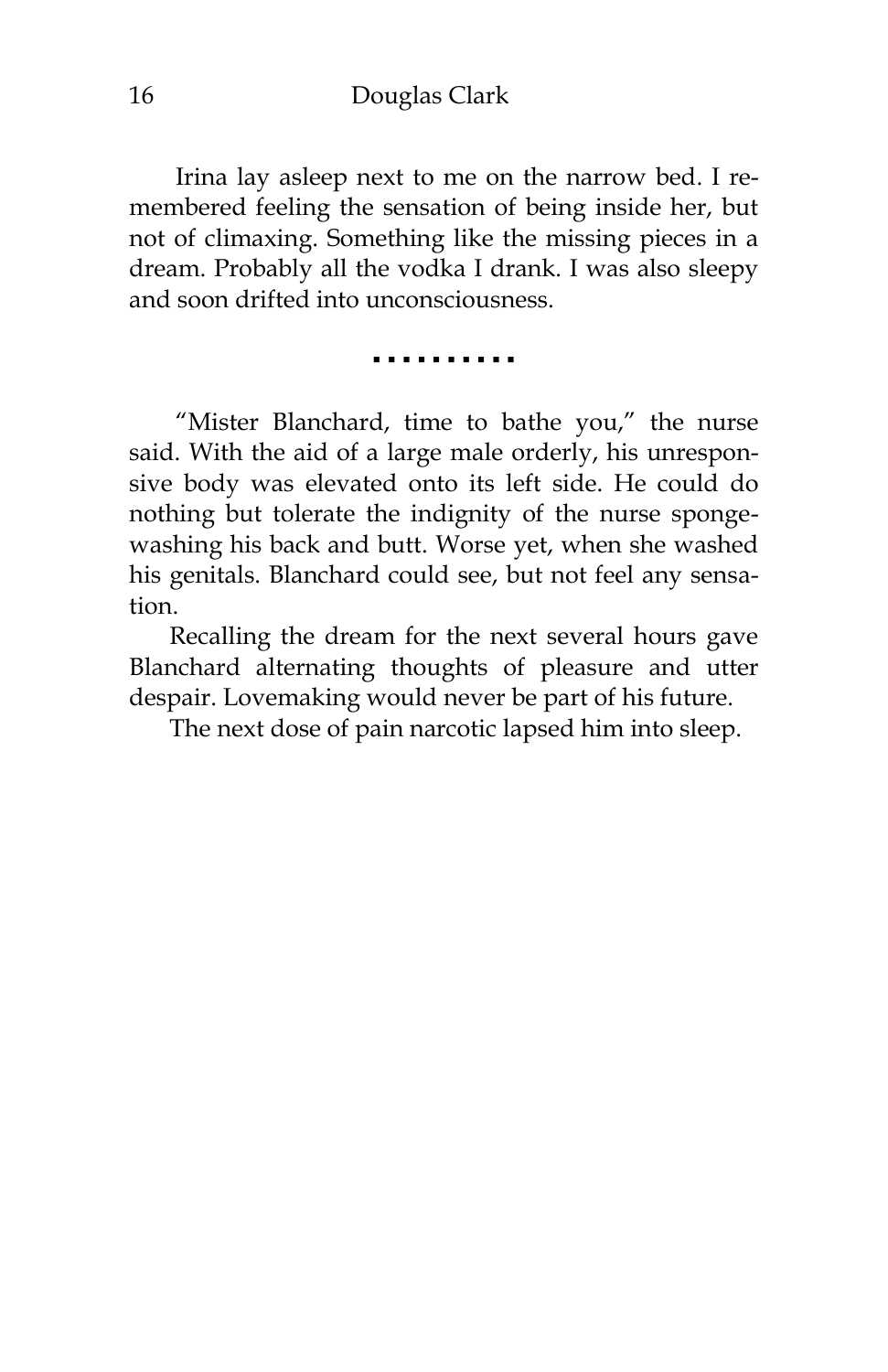Irina lay asleep next to me on the narrow bed. I remembered feeling the sensation of being inside her, but not of climaxing. Something like the missing pieces in a dream. Probably all the vodka I drank. I was also sleepy and soon drifted into unconsciousness.

..........

"Mister Blanchard, time to bathe you," the nurse said. With the aid of a large male orderly, his unresponsive body was elevated onto its left side. He could do nothing but tolerate the indignity of the nurse sponge-washing his back and butt. Worse yet, when she washed his genitals. Blanchard could see, but not feel any sensation.

Recalling the dream for the next several hours gave Blanchard alternating thoughts of pleasure and utter despair. Lovemaking would never be part of his future.

The next dose of pain narcotic lapsed him into sleep.